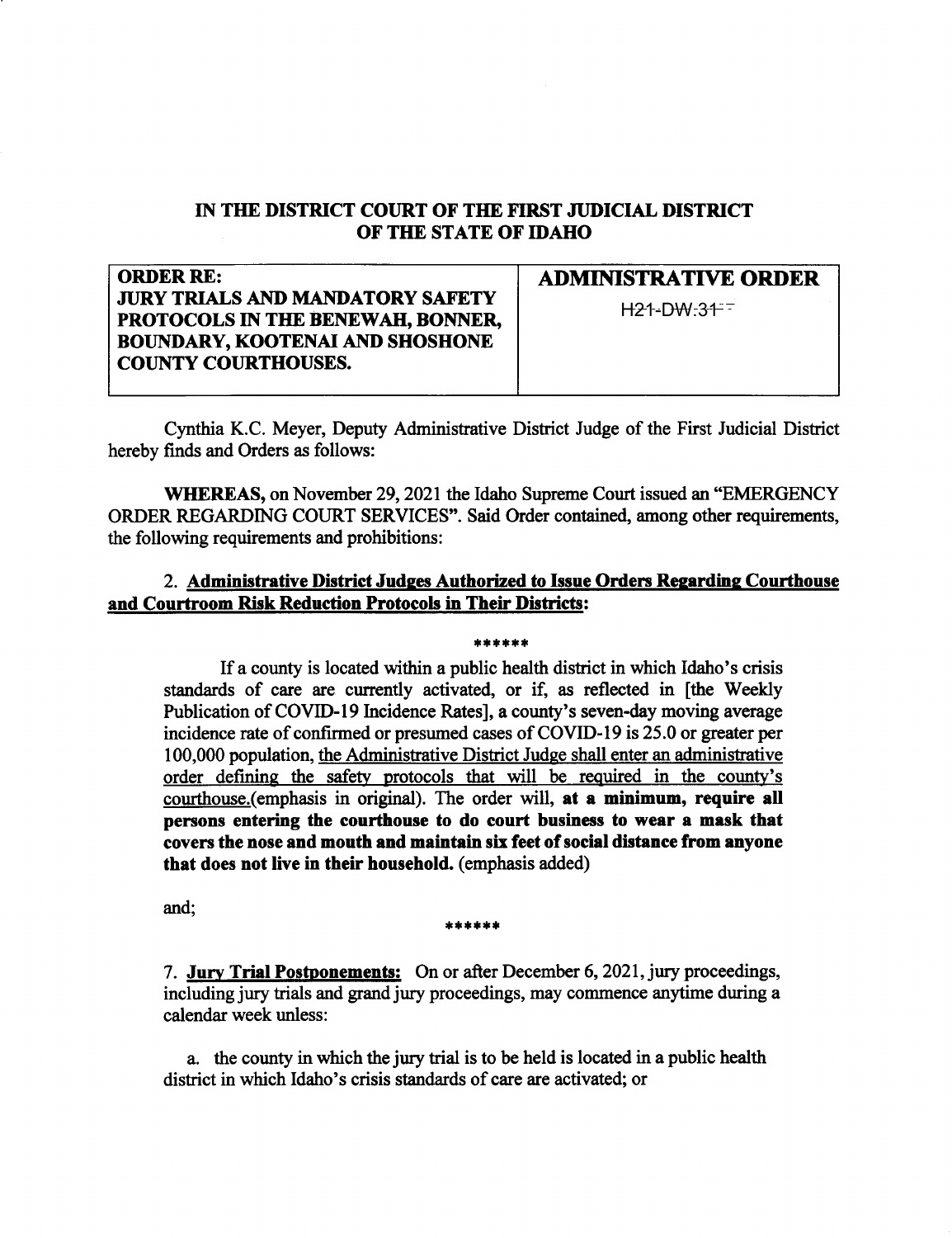# IN THE DISTRICT COURT OF THE FIRST JUDICIAL DISTRICT OF THE STATE OF IDAHO

| ORDER RE: JURY TRIALS AND MANDATORY SAFETY PROTOCOLS IN THE BENEWAH, BONNER, BOUNDARY, KOOTENAI AND SHOSHONE COUNTY COURTHOUSES. | ADMINISTRATIVE ORDER H21-DW-31 |
|---|---|

Cynthia K.C. Meyer, Deputy Administrative District Judge of the First Judicial District hereby finds and Orders as follows:

**WHEREAS,** on November 29, 2021 the Idaho Supreme Court issued an "EMERGENCY ORDER REGARDING COURT SERVICES". Said Order contained, among other requirements, the following requirements and prohibitions:

2. **Administrative District Judges Authorized to Issue Orders Regarding Courthouse and Courtroom Risk Reduction Protocols in Their Districts:**

******

> If a county is located within a public health district in which Idaho's crisis standards of care are currently activated, or if, as reflected in [the Weekly Publication of COVID-19 Incidence Rates], a county's seven-day moving average incidence rate of confirmed or presumed cases of COVID-19 is 25.0 or greater per 100,000 population, the Administrative District Judge shall enter an administrative order defining the safety protocols that will be required in the county's courthouse.(emphasis in original). The order will, **at a minimum, require all persons entering the courthouse to do court business to wear a mask that covers the nose and mouth and maintain six feet of social distance from anyone that does not live in their household.** (emphasis added)

and;

******

7. **Jury Trial Postponements:** On or after December 6, 2021, jury proceedings, including jury trials and grand jury proceedings, may commence anytime during a calendar week unless:

   a. the county in which the jury trial is to be held is located in a public health district in which Idaho's crisis standards of care are activated; or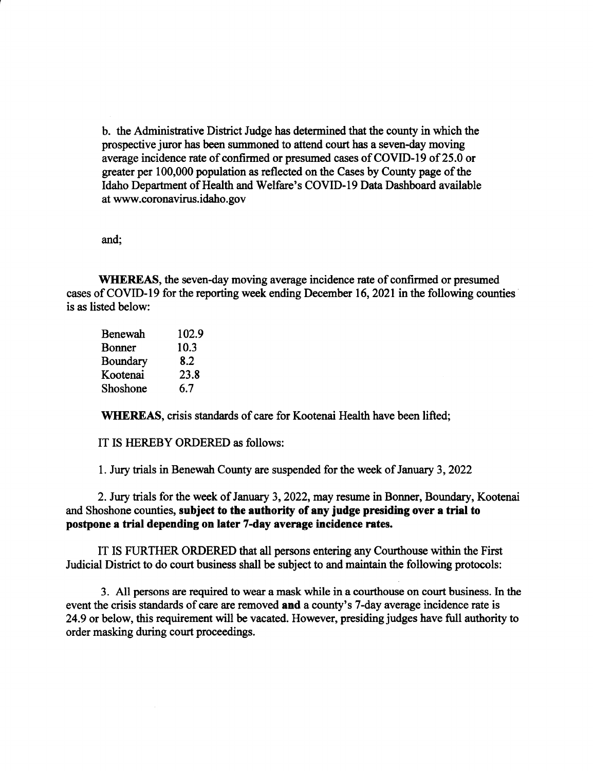b. the Administrative District Judge has determined that the county in which the prospective juror has been summoned to attend court has a seven-day moving average incidence rate of confirmed or presumed cases of COVID-19 of 25.0 or greater per 100,000 population as reflected on the Cases by County page of the Idaho Department of Health and Welfare's COVID-19 Data Dashboard available at www.coronavirus.idaho.gov

and;

**WHEREAS**, the seven-day moving average incidence rate of confirmed or presumed cases of COVID-19 for the reporting week ending December 16, 2021 in the following counties is as listed below:

| | |
|---|---|
| Benewah | 102.9 |
| Bonner | 10.3 |
| Boundary | 8.2 |
| Kootenai | 23.8 |
| Shoshone | 6.7 |

**WHEREAS**, crisis standards of care for Kootenai Health have been lifted;

IT IS HEREBY ORDERED as follows:

1. Jury trials in Benewah County are suspended for the week of January 3, 2022

2. Jury trials for the week of January 3, 2022, may resume in Bonner, Boundary, Kootenai and Shoshone counties, **subject to the authority of any judge presiding over a trial to postpone a trial depending on later 7-day average incidence rates.**

IT IS FURTHER ORDERED that all persons entering any Courthouse within the First Judicial District to do court business shall be subject to and maintain the following protocols:

3. All persons are required to wear a mask while in a courthouse on court business. In the event the crisis standards of care are removed **and** a county's 7-day average incidence rate is 24.9 or below, this requirement will be vacated. However, presiding judges have full authority to order masking during court proceedings.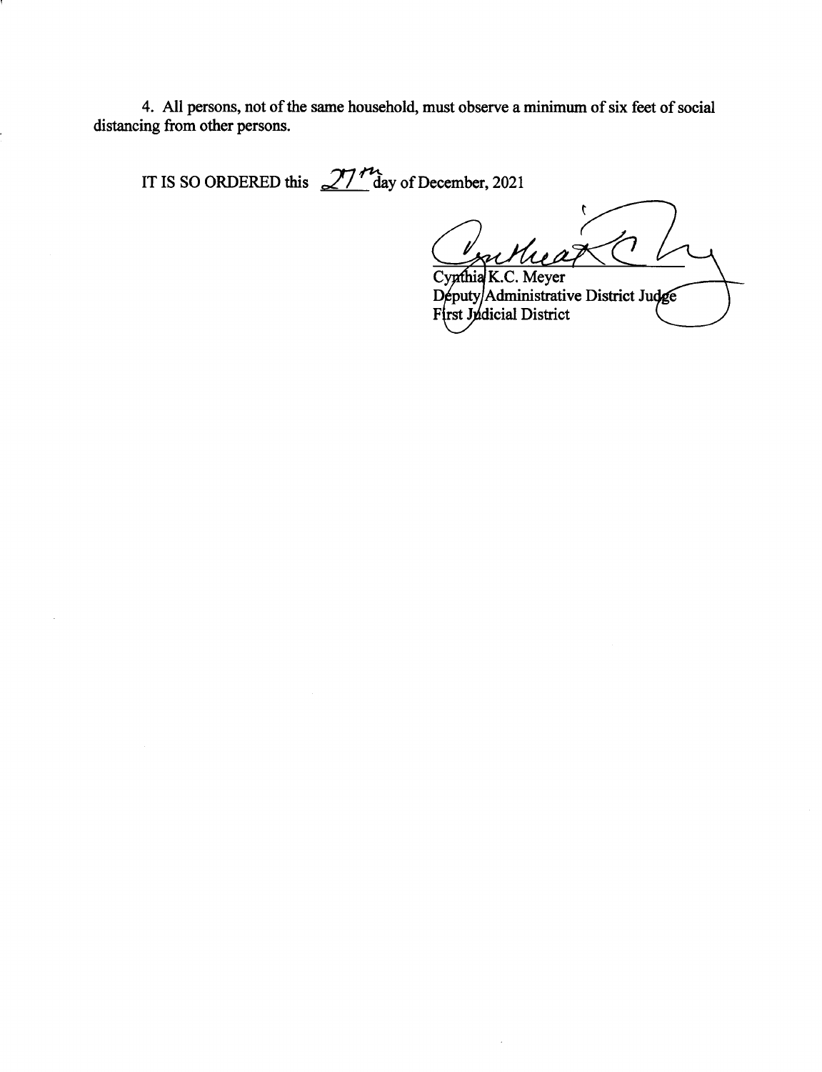4. All persons, not of the same household, must observe a minimum of six feet of social distancing from other persons.

IT IS SO ORDERED this 27th day of December, 2021

Cynthia K.C. Meyer
Deputy Administrative District Judge
First Judicial District